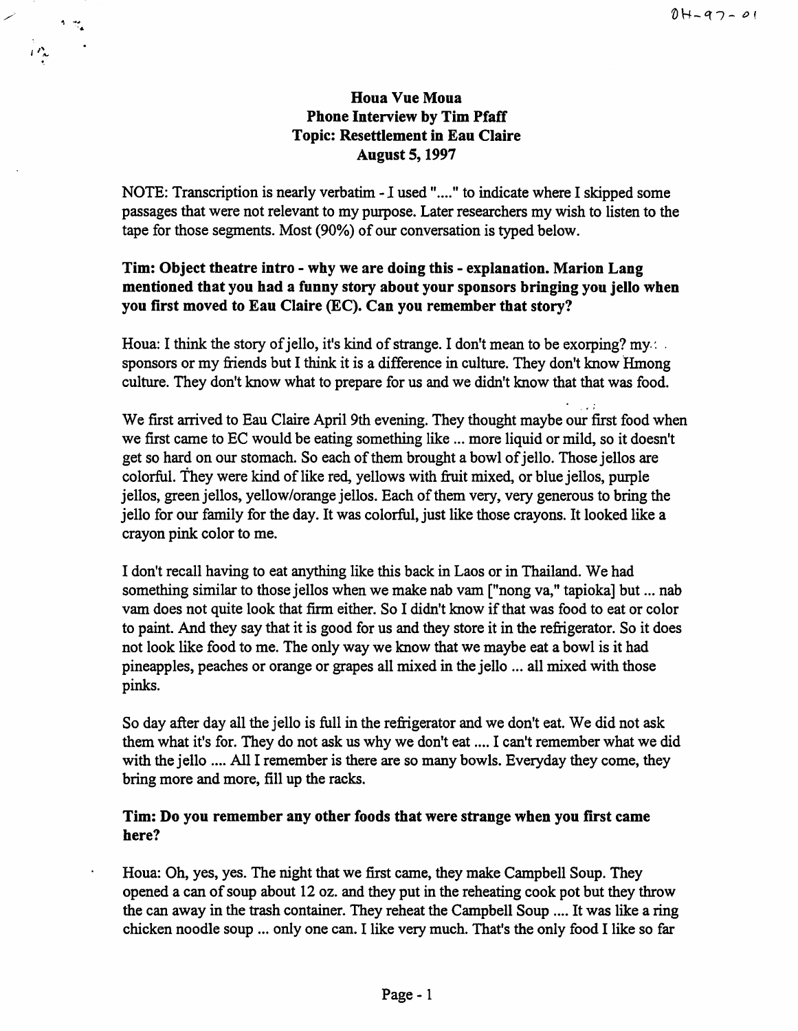OH-97-01

**Houa Vue Moua**
**Phone Interview by Tim Pfaff**
**Topic: Resettlement in Eau Claire**
**August 5, 1997**

NOTE: Transcription is nearly verbatim - I used "...." to indicate where I skipped some passages that were not relevant to my purpose. Later researchers my wish to listen to the tape for those segments. Most (90%) of our conversation is typed below.

**Tim: Object theatre intro - why we are doing this - explanation. Marion Lang mentioned that you had a funny story about your sponsors bringing you jello when you first moved to Eau Claire (EC). Can you remember that story?**

Houa: I think the story of jello, it's kind of strange. I don't mean to be exorping? my sponsors or my friends but I think it is a difference in culture. They don't know Hmong culture. They don't know what to prepare for us and we didn't know that that was food.

We first arrived to Eau Claire April 9th evening. They thought maybe our first food when we first came to EC would be eating something like ... more liquid or mild, so it doesn't get so hard on our stomach. So each of them brought a bowl of jello. Those jellos are colorful. They were kind of like red, yellows with fruit mixed, or blue jellos, purple jellos, green jellos, yellow/orange jellos. Each of them very, very generous to bring the jello for our family for the day. It was colorful, just like those crayons. It looked like a crayon pink color to me.

I don't recall having to eat anything like this back in Laos or in Thailand. We had something similar to those jellos when we make nab vam ["nong va," tapioka] but ... nab vam does not quite look that firm either. So I didn't know if that was food to eat or color to paint. And they say that it is good for us and they store it in the refrigerator. So it does not look like food to me. The only way we know that we maybe eat a bowl is it had pineapples, peaches or orange or grapes all mixed in the jello ... all mixed with those pinks.

So day after day all the jello is full in the refrigerator and we don't eat. We did not ask them what it's for. They do not ask us why we don't eat .... I can't remember what we did with the jello .... All I remember is there are so many bowls. Everyday they come, they bring more and more, fill up the racks.

**Tim: Do you remember any other foods that were strange when you first came here?**

Houa: Oh, yes, yes. The night that we first came, they make Campbell Soup. They opened a can of soup about 12 oz. and they put in the reheating cook pot but they throw the can away in the trash container. They reheat the Campbell Soup .... It was like a ring chicken noodle soup ... only one can. I like very much. That's the only food I like so far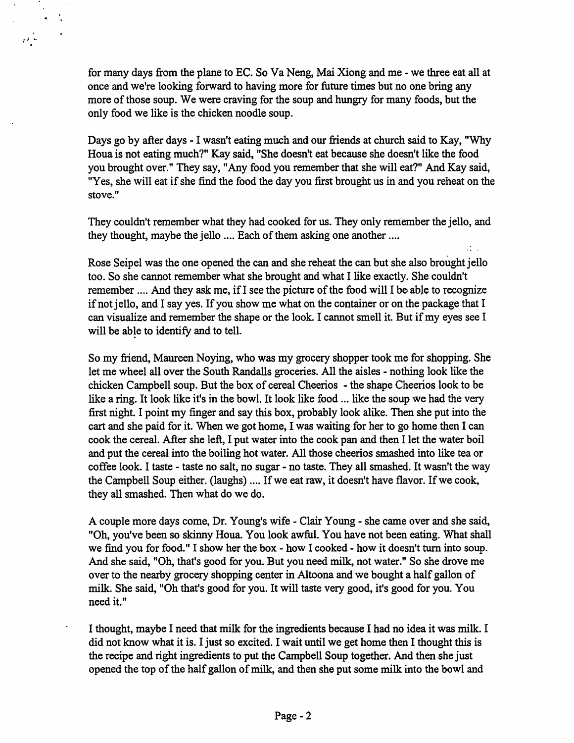for many days from the plane to EC. So Va Neng, Mai Xiong and me - we three eat all at once and we're looking forward to having more for future times but no one bring any more of those soup. We were craving for the soup and hungry for many foods, but the only food we like is the chicken noodle soup.

Days go by after days - I wasn't eating much and our friends at church said to Kay, "Why Houa is not eating much?" Kay said, "She doesn't eat because she doesn't like the food you brought over." They say, "Any food you remember that she will eat?" And Kay said, "Yes, she will eat if she find the food the day you first brought us in and you reheat on the stove."

They couldn't remember what they had cooked for us. They only remember the jello, and they thought, maybe the jello .... Each of them asking one another ....

Rose Seipel was the one opened the can and she reheat the can but she also brought jello too. So she cannot remember what she brought and what I like exactly. She couldn't remember .... And they ask me, if I see the picture of the food will I be able to recognize if not jello, and I say yes. If you show me what on the container or on the package that I can visualize and remember the shape or the look. I cannot smell it. But if my eyes see I will be able to identify and to tell.

So my friend, Maureen Noying, who was my grocery shopper took me for shopping. She let me wheel all over the South Randalls groceries. All the aisles - nothing look like the chicken Campbell soup. But the box of cereal Cheerios - the shape Cheerios look to be like a ring. It look like it's in the bowl. It look like food ... like the soup we had the very first night. I point my finger and say this box, probably look alike. Then she put into the cart and she paid for it. When we got home, I was waiting for her to go home then I can cook the cereal. After she left, I put water into the cook pan and then I let the water boil and put the cereal into the boiling hot water. All those cheerios smashed into like tea or coffee look. I taste - taste no salt, no sugar - no taste. They all smashed. It wasn't the way the Campbell Soup either. (laughs) .... If we eat raw, it doesn't have flavor. If we cook, they all smashed. Then what do we do.

A couple more days come, Dr. Young's wife - Clair Young - she came over and she said, "Oh, you've been so skinny Houa. You look awful. You have not been eating. What shall we find you for food." I show her the box - how I cooked - how it doesn't turn into soup. And she said, "Oh, that's good for you. But you need milk, not water." So she drove me over to the nearby grocery shopping center in Altoona and we bought a half gallon of milk. She said, "Oh that's good for you. It will taste very good, it's good for you. You need it."

I thought, maybe I need that milk for the ingredients because I had no idea it was milk. I did not know what it is. I just so excited. I wait until we get home then I thought this is the recipe and right ingredients to put the Campbell Soup together. And then she just opened the top of the half gallon of milk, and then she put some milk into the bowl and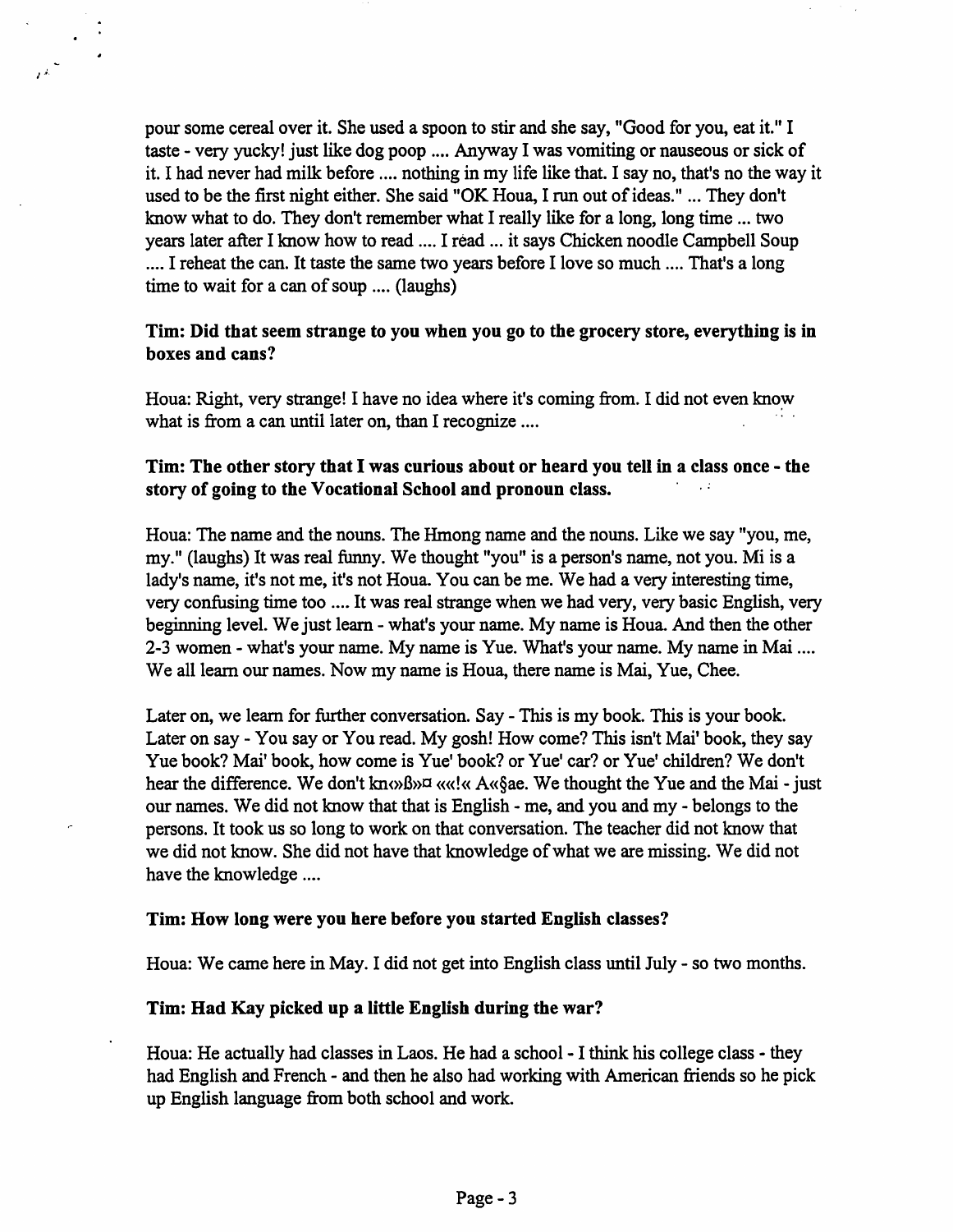pour some cereal over it. She used a spoon to stir and she say, "Good for you, eat it." I taste - very yucky! just like dog poop .... Anyway I was vomiting or nauseous or sick of it. I had never had milk before .... nothing in my life like that. I say no, that's no the way it used to be the first night either. She said "OK Houa, I run out of ideas." ... They don't know what to do. They don't remember what I really like for a long, long time ... two years later after I know how to read .... I read ... it says Chicken noodle Campbell Soup .... I reheat the can. It taste the same two years before I love so much .... That's a long time to wait for a can of soup .... (laughs)

**Tim: Did that seem strange to you when you go to the grocery store, everything is in boxes and cans?**

Houa: Right, very strange! I have no idea where it's coming from. I did not even know what is from a can until later on, than I recognize ....

**Tim: The other story that I was curious about or heard you tell in a class once - the story of going to the Vocational School and pronoun class.**

Houa: The name and the nouns. The Hmong name and the nouns. Like we say "you, me, my." (laughs) It was real funny. We thought "you" is a person's name, not you. Mi is a lady's name, it's not me, it's not Houa. You can be me. We had a very interesting time, very confusing time too .... It was real strange when we had very, very basic English, very beginning level. We just learn - what's your name. My name is Houa. And then the other 2-3 women - what's your name. My name is Yue. What's your name. My name in Mai .... We all learn our names. Now my name is Houa, there name is Mai, Yue, Chee.

Later on, we learn for further conversation. Say - This is my book. This is your book. Later on say - You say or You read. My gosh! How come? This isn't Mai' book, they say Yue book? Mai' book, how come is Yue' book? or Yue' car? or Yue' children? We don't hear the difference. We don't kn«»ß»¤ ««!« A«§ae. We thought the Yue and the Mai - just our names. We did not know that that is English - me, and you and my - belongs to the persons. It took us so long to work on that conversation. The teacher did not know that we did not know. She did not have that knowledge of what we are missing. We did not have the knowledge ....

**Tim: How long were you here before you started English classes?**

Houa: We came here in May. I did not get into English class until July - so two months.

**Tim: Had Kay picked up a little English during the war?**

Houa: He actually had classes in Laos. He had a school - I think his college class - they had English and French - and then he also had working with American friends so he pick up English language from both school and work.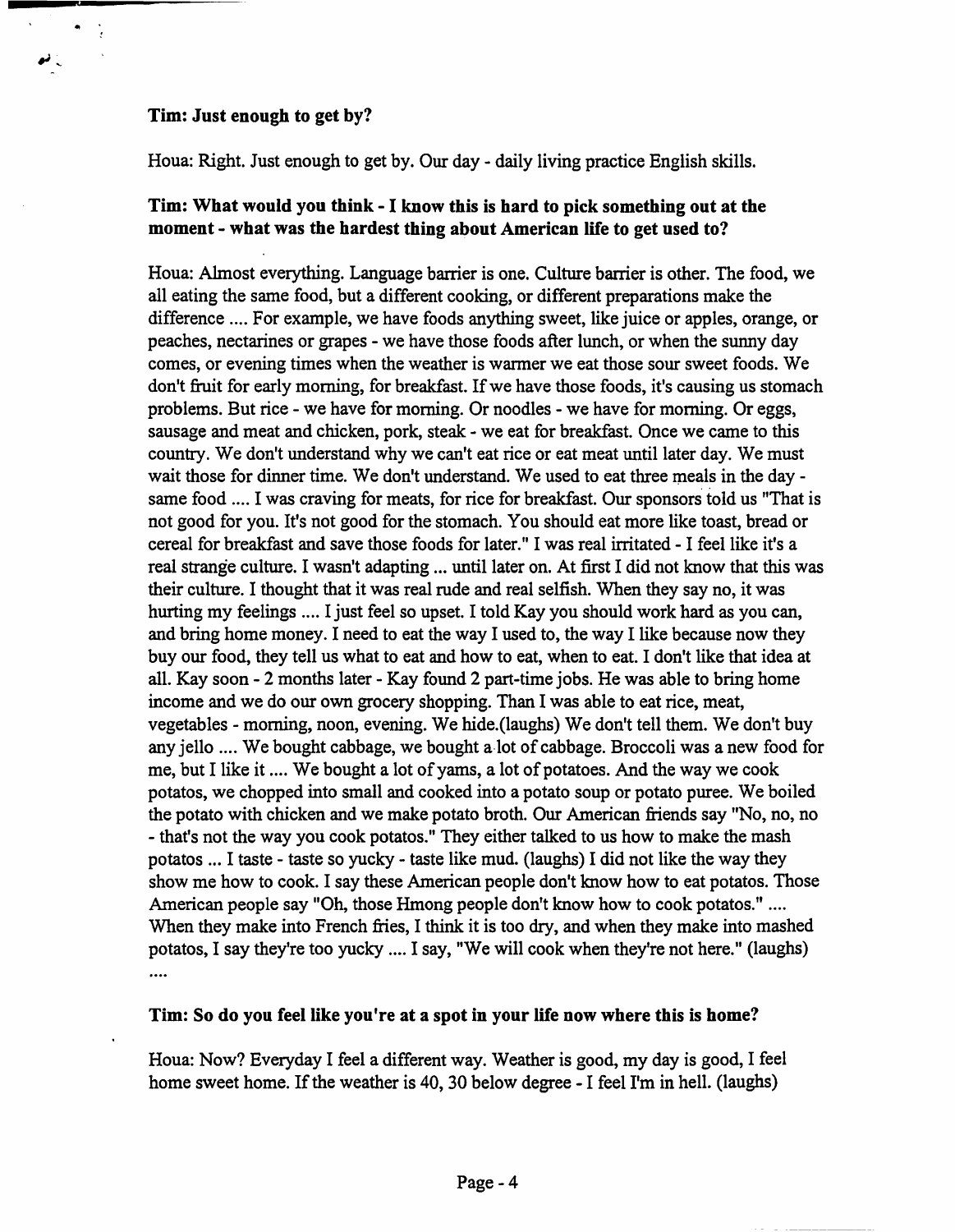**Tim: Just enough to get by?**

Houa: Right. Just enough to get by. Our day - daily living practice English skills.

**Tim: What would you think - I know this is hard to pick something out at the moment - what was the hardest thing about American life to get used to?**

Houa: Almost everything. Language barrier is one. Culture barrier is other. The food, we all eating the same food, but a different cooking, or different preparations make the difference .... For example, we have foods anything sweet, like juice or apples, orange, or peaches, nectarines or grapes - we have those foods after lunch, or when the sunny day comes, or evening times when the weather is warmer we eat those sour sweet foods. We don't fruit for early morning, for breakfast. If we have those foods, it's causing us stomach problems. But rice - we have for morning. Or noodles - we have for morning. Or eggs, sausage and meat and chicken, pork, steak - we eat for breakfast. Once we came to this country. We don't understand why we can't eat rice or eat meat until later day. We must wait those for dinner time. We don't understand. We used to eat three meals in the day - same food .... I was craving for meats, for rice for breakfast. Our sponsors told us "That is not good for you. It's not good for the stomach. You should eat more like toast, bread or cereal for breakfast and save those foods for later." I was real irritated - I feel like it's a real strange culture. I wasn't adapting ... until later on. At first I did not know that this was their culture. I thought that it was real rude and real selfish. When they say no, it was hurting my feelings .... I just feel so upset. I told Kay you should work hard as you can, and bring home money. I need to eat the way I used to, the way I like because now they buy our food, they tell us what to eat and how to eat, when to eat. I don't like that idea at all. Kay soon - 2 months later - Kay found 2 part-time jobs. He was able to bring home income and we do our own grocery shopping. Than I was able to eat rice, meat, vegetables - morning, noon, evening. We hide.(laughs) We don't tell them. We don't buy any jello .... We bought cabbage, we bought a lot of cabbage. Broccoli was a new food for me, but I like it .... We bought a lot of yams, a lot of potatoes. And the way we cook potatos, we chopped into small and cooked into a potato soup or potato puree. We boiled the potato with chicken and we make potato broth. Our American friends say "No, no, no - that's not the way you cook potatos." They either talked to us how to make the mash potatos ... I taste - taste so yucky - taste like mud. (laughs) I did not like the way they show me how to cook. I say these American people don't know how to eat potatos. Those American people say "Oh, those Hmong people don't know how to cook potatos." .... When they make into French fries, I think it is too dry, and when they make into mashed potatos, I say they're too yucky .... I say, "We will cook when they're not here." (laughs) ....

**Tim: So do you feel like you're at a spot in your life now where this is home?**

Houa: Now? Everyday I feel a different way. Weather is good, my day is good, I feel home sweet home. If the weather is 40, 30 below degree - I feel I'm in hell. (laughs)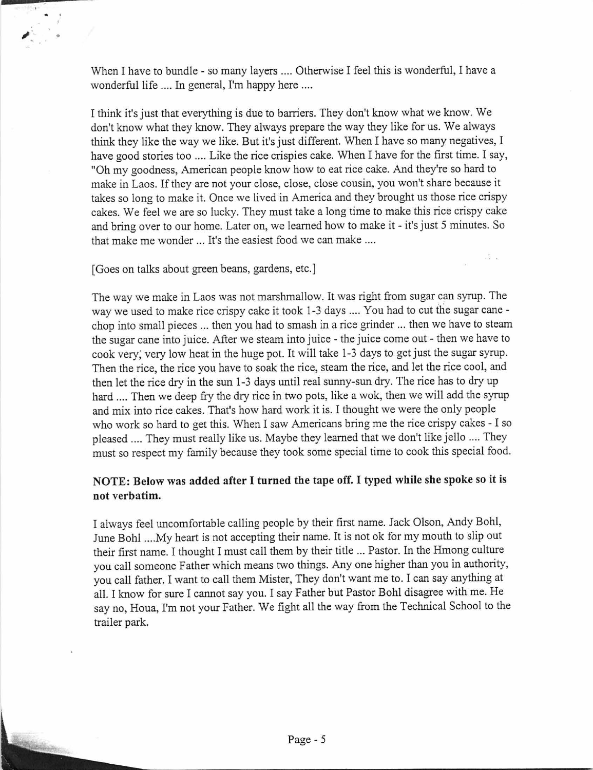When I have to bundle - so many layers .... Otherwise I feel this is wonderful, I have a wonderful life .... In general, I'm happy here ....

I think it's just that everything is due to barriers. They don't know what we know. We don't know what they know. They always prepare the way they like for us. We always think they like the way we like. But it's just different. When I have so many negatives, I have good stories too .... Like the rice crispies cake. When I have for the first time. I say, "Oh my goodness, American people know how to eat rice cake. And they're so hard to make in Laos. If they are not your close, close, close cousin, you won't share because it takes so long to make it. Once we lived in America and they brought us those rice crispy cakes. We feel we are so lucky. They must take a long time to make this rice crispy cake and bring over to our home. Later on, we learned how to make it - it's just 5 minutes. So that make me wonder ... It's the easiest food we can make ....

[Goes on talks about green beans, gardens, etc.]

The way we make in Laos was not marshmallow. It was right from sugar can syrup. The way we used to make rice crispy cake it took 1-3 days .... You had to cut the sugar cane - chop into small pieces ... then you had to smash in a rice grinder ... then we have to steam the sugar cane into juice. After we steam into juice - the juice come out - then we have to cook very; very low heat in the huge pot. It will take 1-3 days to get just the sugar syrup. Then the rice, the rice you have to soak the rice, steam the rice, and let the rice cool, and then let the rice dry in the sun 1-3 days until real sunny-sun dry. The rice has to dry up hard .... Then we deep fry the dry rice in two pots, like a wok, then we will add the syrup and mix into rice cakes. That's how hard work it is. I thought we were the only people who work so hard to get this. When I saw Americans bring me the rice crispy cakes - I so pleased .... They must really like us. Maybe they learned that we don't like jello .... They must so respect my family because they took some special time to cook this special food.

**NOTE: Below was added after I turned the tape off. I typed while she spoke so it is not verbatim.**

I always feel uncomfortable calling people by their first name. Jack Olson, Andy Bohl, June Bohl ....My heart is not accepting their name. It is not ok for my mouth to slip out their first name. I thought I must call them by their title ... Pastor. In the Hmong culture you call someone Father which means two things. Any one higher than you in authority, you call father. I want to call them Mister, They don't want me to. I can say anything at all. I know for sure I cannot say you. I say Father but Pastor Bohl disagree with me. He say no, Houa, I'm not your Father. We fight all the way from the Technical School to the trailer park.